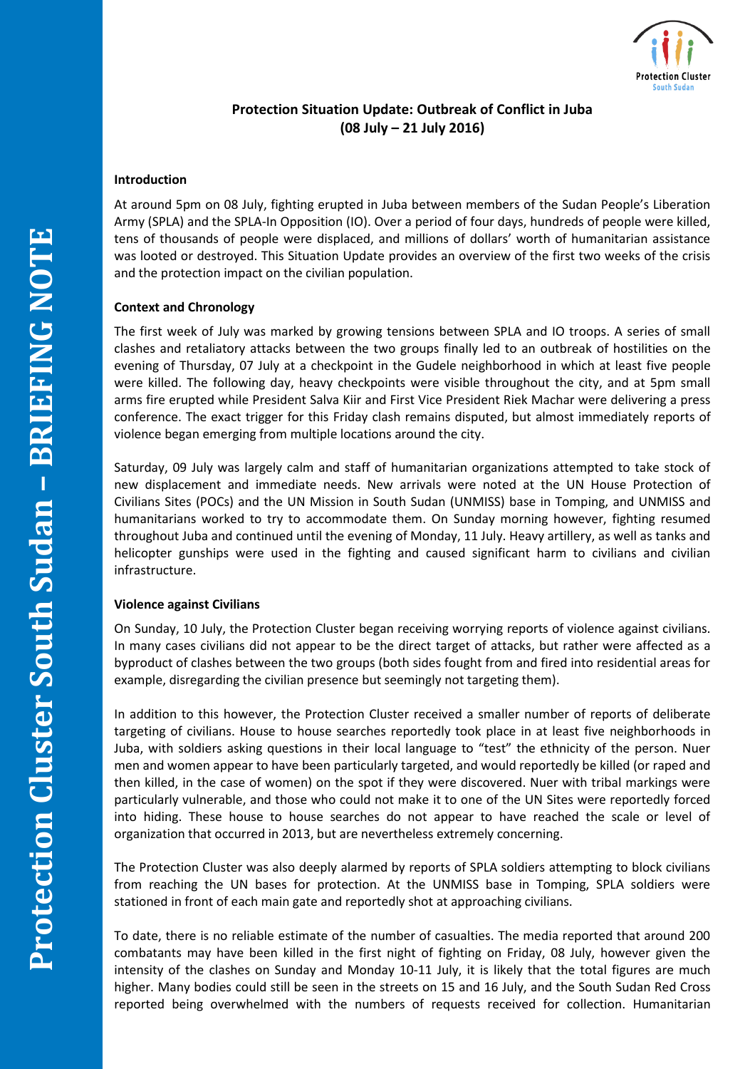# Protection Situation Update: Outbreak of Conflict in Juba (08 July – 21 July 2016)

## Introduction

At around 5pm on 08 July, fighting erupted in Juba between members of the Sudan People's Liberation Army (SPLA) and the SPLA-In Opposition (IO). Over a period of four days, hundreds of people were killed, tens of thousands of people were displaced, and millions of dollars' worth of humanitarian assistance was looted or destroyed. This Situation Update provides an overview of the first two weeks of the crisis and the protection impact on the civilian population.

## Context and Chronology

The first week of July was marked by growing tensions between SPLA and IO troops. A series of small clashes and retaliatory attacks between the two groups finally led to an outbreak of hostilities on the evening of Thursday, 07 July at a checkpoint in the Gudele neighborhood in which at least five people were killed. The following day, heavy checkpoints were visible throughout the city, and at 5pm small arms fire erupted while President Salva Kiir and First Vice President Riek Machar were delivering a press conference. The exact trigger for this Friday clash remains disputed, but almost immediately reports of violence began emerging from multiple locations around the city.

Saturday, 09 July was largely calm and staff of humanitarian organizations attempted to take stock of new displacement and immediate needs. New arrivals were noted at the UN House Protection of Civilians Sites (POCs) and the UN Mission in South Sudan (UNMISS) base in Tomping, and UNMISS and humanitarians worked to try to accommodate them. On Sunday morning however, fighting resumed throughout Juba and continued until the evening of Monday, 11 July. Heavy artillery, as well as tanks and helicopter gunships were used in the fighting and caused significant harm to civilians and civilian infrastructure.

## Violence against Civilians

On Sunday, 10 July, the Protection Cluster began receiving worrying reports of violence against civilians. In many cases civilians did not appear to be the direct target of attacks, but rather were affected as a byproduct of clashes between the two groups (both sides fought from and fired into residential areas for example, disregarding the civilian presence but seemingly not targeting them).

In addition to this however, the Protection Cluster received a smaller number of reports of deliberate targeting of civilians. House to house searches reportedly took place in at least five neighborhoods in Juba, with soldiers asking questions in their local language to "test" the ethnicity of the person. Nuer men and women appear to have been particularly targeted, and would reportedly be killed (or raped and then killed, in the case of women) on the spot if they were discovered. Nuer with tribal markings were particularly vulnerable, and those who could not make it to one of the UN Sites were reportedly forced into hiding. These house to house searches do not appear to have reached the scale or level of organization that occurred in 2013, but are nevertheless extremely concerning.

The Protection Cluster was also deeply alarmed by reports of SPLA soldiers attempting to block civilians from reaching the UN bases for protection. At the UNMISS base in Tomping, SPLA soldiers were stationed in front of each main gate and reportedly shot at approaching civilians.

To date, there is no reliable estimate of the number of casualties. The media reported that around 200 combatants may have been killed in the first night of fighting on Friday, 08 July, however given the intensity of the clashes on Sunday and Monday 10-11 July, it is likely that the total figures are much higher. Many bodies could still be seen in the streets on 15 and 16 July, and the South Sudan Red Cross reported being overwhelmed with the numbers of requests received for collection. Humanitarian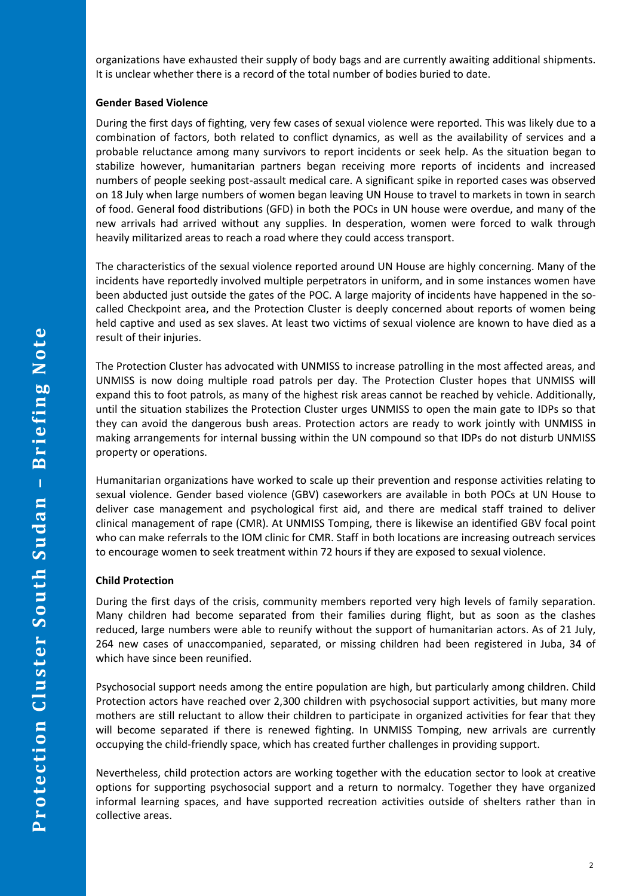organizations have exhausted their supply of body bags and are currently awaiting additional shipments. It is unclear whether there is a record of the total number of bodies buried to date.

**Gender Based Violence**

During the first days of fighting, very few cases of sexual violence were reported. This was likely due to a combination of factors, both related to conflict dynamics, as well as the availability of services and a probable reluctance among many survivors to report incidents or seek help. As the situation began to stabilize however, humanitarian partners began receiving more reports of incidents and increased numbers of people seeking post-assault medical care. A significant spike in reported cases was observed on 18 July when large numbers of women began leaving UN House to travel to markets in town in search of food. General food distributions (GFD) in both the POCs in UN house were overdue, and many of the new arrivals had arrived without any supplies. In desperation, women were forced to walk through heavily militarized areas to reach a road where they could access transport.

The characteristics of the sexual violence reported around UN House are highly concerning. Many of the incidents have reportedly involved multiple perpetrators in uniform, and in some instances women have been abducted just outside the gates of the POC. A large majority of incidents have happened in the so-called Checkpoint area, and the Protection Cluster is deeply concerned about reports of women being held captive and used as sex slaves. At least two victims of sexual violence are known to have died as a result of their injuries.

The Protection Cluster has advocated with UNMISS to increase patrolling in the most affected areas, and UNMISS is now doing multiple road patrols per day. The Protection Cluster hopes that UNMISS will expand this to foot patrols, as many of the highest risk areas cannot be reached by vehicle. Additionally, until the situation stabilizes the Protection Cluster urges UNMISS to open the main gate to IDPs so that they can avoid the dangerous bush areas. Protection actors are ready to work jointly with UNMISS in making arrangements for internal bussing within the UN compound so that IDPs do not disturb UNMISS property or operations.

Humanitarian organizations have worked to scale up their prevention and response activities relating to sexual violence. Gender based violence (GBV) caseworkers are available in both POCs at UN House to deliver case management and psychological first aid, and there are medical staff trained to deliver clinical management of rape (CMR). At UNMISS Tomping, there is likewise an identified GBV focal point who can make referrals to the IOM clinic for CMR. Staff in both locations are increasing outreach services to encourage women to seek treatment within 72 hours if they are exposed to sexual violence.

**Child Protection**

During the first days of the crisis, community members reported very high levels of family separation. Many children had become separated from their families during flight, but as soon as the clashes reduced, large numbers were able to reunify without the support of humanitarian actors. As of 21 July, 264 new cases of unaccompanied, separated, or missing children had been registered in Juba, 34 of which have since been reunified.

Psychosocial support needs among the entire population are high, but particularly among children. Child Protection actors have reached over 2,300 children with psychosocial support activities, but many more mothers are still reluctant to allow their children to participate in organized activities for fear that they will become separated if there is renewed fighting. In UNMISS Tomping, new arrivals are currently occupying the child-friendly space, which has created further challenges in providing support.

Nevertheless, child protection actors are working together with the education sector to look at creative options for supporting psychosocial support and a return to normalcy. Together they have organized informal learning spaces, and have supported recreation activities outside of shelters rather than in collective areas.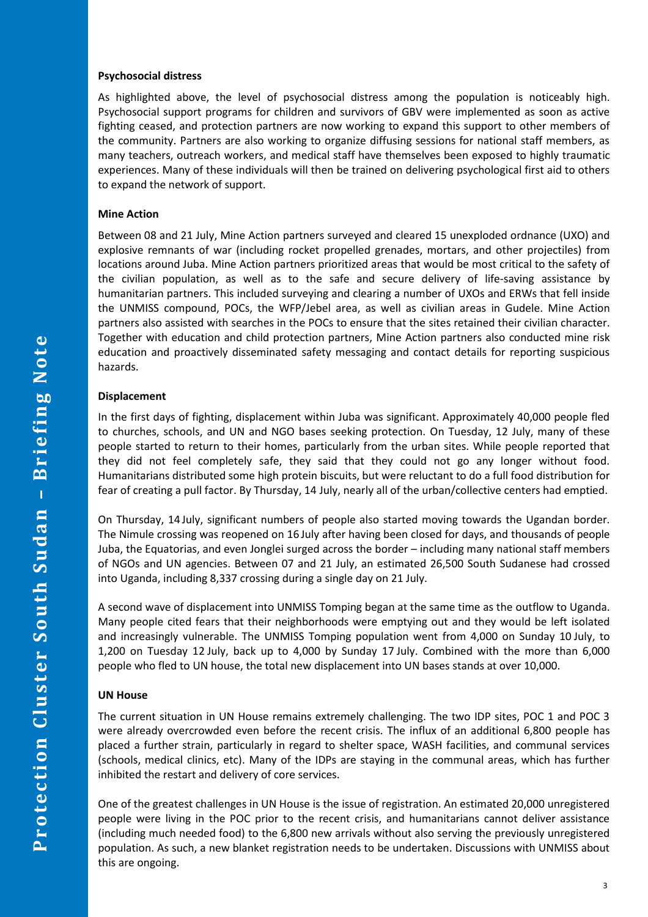**Psychosocial distress**

As highlighted above, the level of psychosocial distress among the population is noticeably high. Psychosocial support programs for children and survivors of GBV were implemented as soon as active fighting ceased, and protection partners are now working to expand this support to other members of the community. Partners are also working to organize diffusing sessions for national staff members, as many teachers, outreach workers, and medical staff have themselves been exposed to highly traumatic experiences. Many of these individuals will then be trained on delivering psychological first aid to others to expand the network of support.

**Mine Action**

Between 08 and 21 July, Mine Action partners surveyed and cleared 15 unexploded ordnance (UXO) and explosive remnants of war (including rocket propelled grenades, mortars, and other projectiles) from locations around Juba. Mine Action partners prioritized areas that would be most critical to the safety of the civilian population, as well as to the safe and secure delivery of life-saving assistance by humanitarian partners. This included surveying and clearing a number of UXOs and ERWs that fell inside the UNMISS compound, POCs, the WFP/Jebel area, as well as civilian areas in Gudele. Mine Action partners also assisted with searches in the POCs to ensure that the sites retained their civilian character. Together with education and child protection partners, Mine Action partners also conducted mine risk education and proactively disseminated safety messaging and contact details for reporting suspicious hazards.

**Displacement**

In the first days of fighting, displacement within Juba was significant. Approximately 40,000 people fled to churches, schools, and UN and NGO bases seeking protection. On Tuesday, 12 July, many of these people started to return to their homes, particularly from the urban sites. While people reported that they did not feel completely safe, they said that they could not go any longer without food. Humanitarians distributed some high protein biscuits, but were reluctant to do a full food distribution for fear of creating a pull factor. By Thursday, 14 July, nearly all of the urban/collective centers had emptied.

On Thursday, 14 July, significant numbers of people also started moving towards the Ugandan border. The Nimule crossing was reopened on 16 July after having been closed for days, and thousands of people Juba, the Equatorias, and even Jonglei surged across the border – including many national staff members of NGOs and UN agencies. Between 07 and 21 July, an estimated 26,500 South Sudanese had crossed into Uganda, including 8,337 crossing during a single day on 21 July.

A second wave of displacement into UNMISS Tomping began at the same time as the outflow to Uganda. Many people cited fears that their neighborhoods were emptying out and they would be left isolated and increasingly vulnerable. The UNMISS Tomping population went from 4,000 on Sunday 10 July, to 1,200 on Tuesday 12 July, back up to 4,000 by Sunday 17 July. Combined with the more than 6,000 people who fled to UN house, the total new displacement into UN bases stands at over 10,000.

**UN House**

The current situation in UN House remains extremely challenging. The two IDP sites, POC 1 and POC 3 were already overcrowded even before the recent crisis. The influx of an additional 6,800 people has placed a further strain, particularly in regard to shelter space, WASH facilities, and communal services (schools, medical clinics, etc). Many of the IDPs are staying in the communal areas, which has further inhibited the restart and delivery of core services.

One of the greatest challenges in UN House is the issue of registration. An estimated 20,000 unregistered people were living in the POC prior to the recent crisis, and humanitarians cannot deliver assistance (including much needed food) to the 6,800 new arrivals without also serving the previously unregistered population. As such, a new blanket registration needs to be undertaken. Discussions with UNMISS about this are ongoing.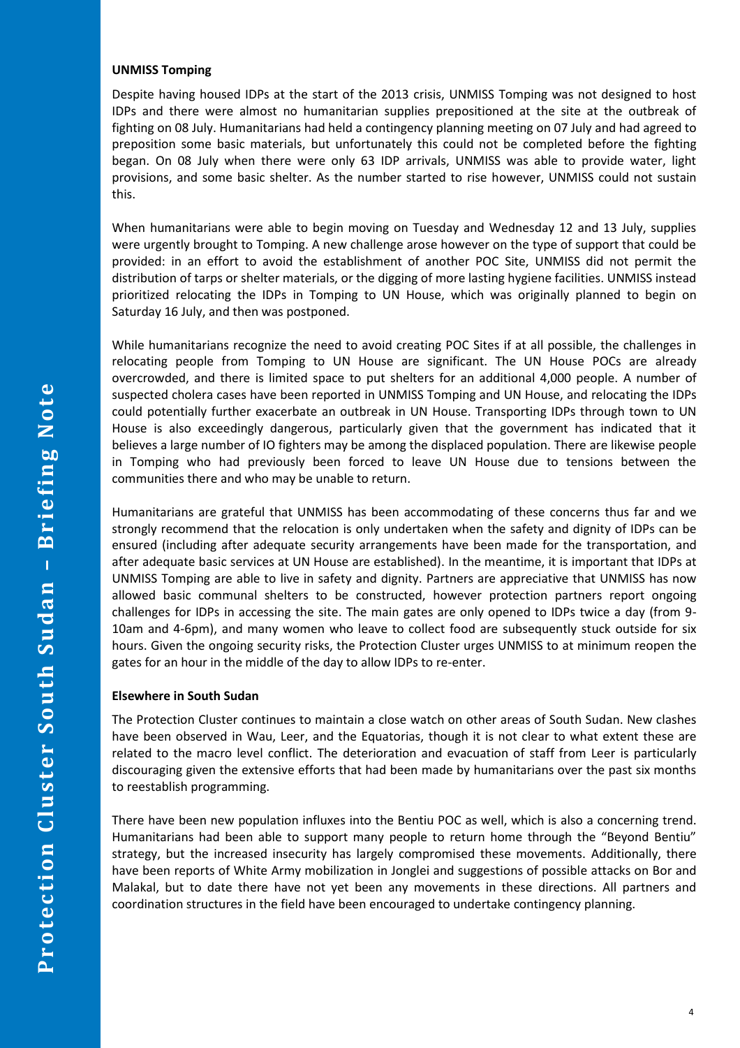**UNMISS Tomping**

Despite having housed IDPs at the start of the 2013 crisis, UNMISS Tomping was not designed to host IDPs and there were almost no humanitarian supplies prepositioned at the site at the outbreak of fighting on 08 July. Humanitarians had held a contingency planning meeting on 07 July and had agreed to preposition some basic materials, but unfortunately this could not be completed before the fighting began. On 08 July when there were only 63 IDP arrivals, UNMISS was able to provide water, light provisions, and some basic shelter. As the number started to rise however, UNMISS could not sustain this.

When humanitarians were able to begin moving on Tuesday and Wednesday 12 and 13 July, supplies were urgently brought to Tomping. A new challenge arose however on the type of support that could be provided: in an effort to avoid the establishment of another POC Site, UNMISS did not permit the distribution of tarps or shelter materials, or the digging of more lasting hygiene facilities. UNMISS instead prioritized relocating the IDPs in Tomping to UN House, which was originally planned to begin on Saturday 16 July, and then was postponed.

While humanitarians recognize the need to avoid creating POC Sites if at all possible, the challenges in relocating people from Tomping to UN House are significant. The UN House POCs are already overcrowded, and there is limited space to put shelters for an additional 4,000 people. A number of suspected cholera cases have been reported in UNMISS Tomping and UN House, and relocating the IDPs could potentially further exacerbate an outbreak in UN House. Transporting IDPs through town to UN House is also exceedingly dangerous, particularly given that the government has indicated that it believes a large number of IO fighters may be among the displaced population. There are likewise people in Tomping who had previously been forced to leave UN House due to tensions between the communities there and who may be unable to return.

Humanitarians are grateful that UNMISS has been accommodating of these concerns thus far and we strongly recommend that the relocation is only undertaken when the safety and dignity of IDPs can be ensured (including after adequate security arrangements have been made for the transportation, and after adequate basic services at UN House are established). In the meantime, it is important that IDPs at UNMISS Tomping are able to live in safety and dignity. Partners are appreciative that UNMISS has now allowed basic communal shelters to be constructed, however protection partners report ongoing challenges for IDPs in accessing the site. The main gates are only opened to IDPs twice a day (from 9-10am and 4-6pm), and many women who leave to collect food are subsequently stuck outside for six hours. Given the ongoing security risks, the Protection Cluster urges UNMISS to at minimum reopen the gates for an hour in the middle of the day to allow IDPs to re-enter.

**Elsewhere in South Sudan**

The Protection Cluster continues to maintain a close watch on other areas of South Sudan. New clashes have been observed in Wau, Leer, and the Equatorias, though it is not clear to what extent these are related to the macro level conflict. The deterioration and evacuation of staff from Leer is particularly discouraging given the extensive efforts that had been made by humanitarians over the past six months to reestablish programming.

There have been new population influxes into the Bentiu POC as well, which is also a concerning trend. Humanitarians had been able to support many people to return home through the "Beyond Bentiu" strategy, but the increased insecurity has largely compromised these movements. Additionally, there have been reports of White Army mobilization in Jonglei and suggestions of possible attacks on Bor and Malakal, but to date there have not yet been any movements in these directions. All partners and coordination structures in the field have been encouraged to undertake contingency planning.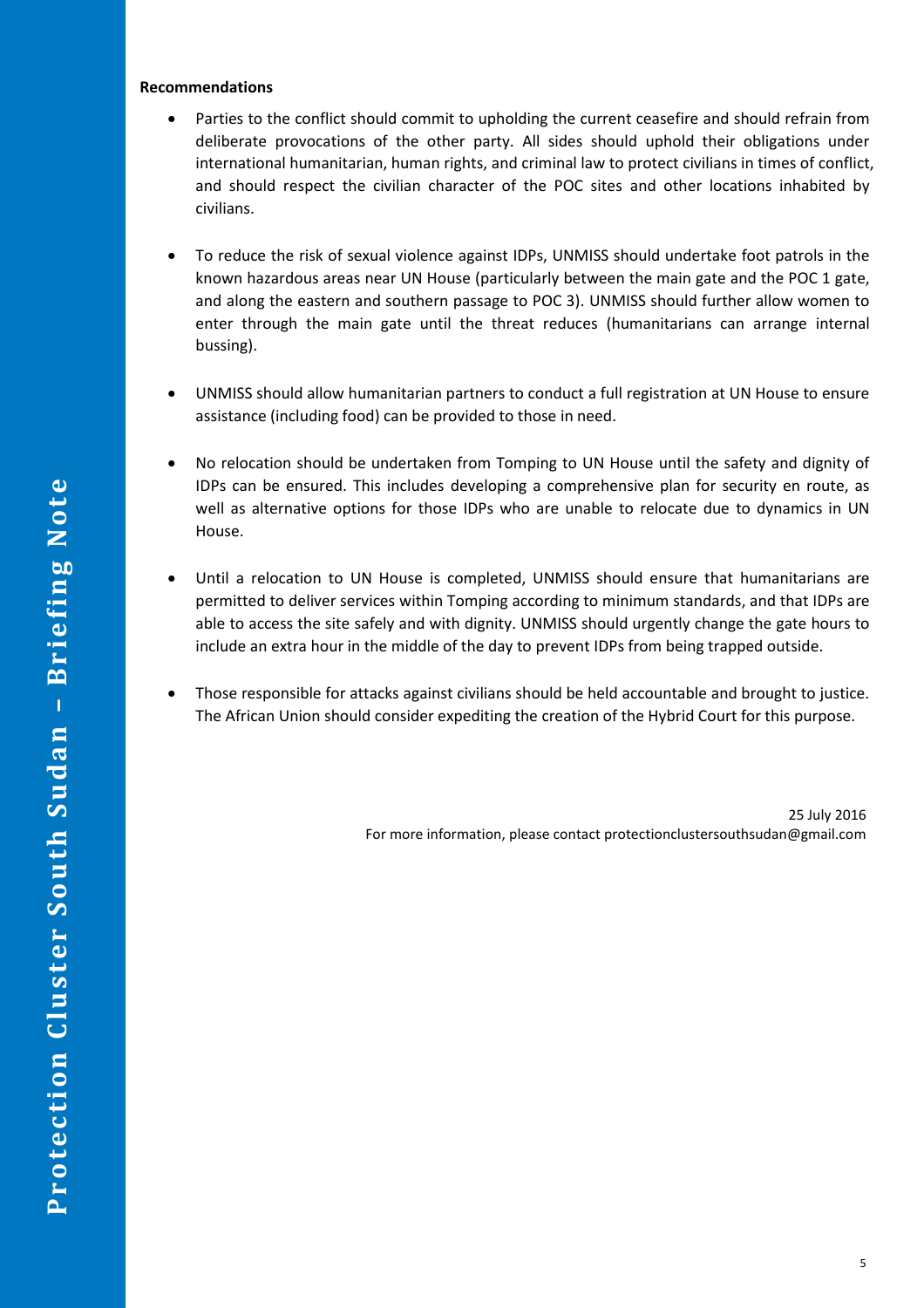**Recommendations**

- Parties to the conflict should commit to upholding the current ceasefire and should refrain from deliberate provocations of the other party. All sides should uphold their obligations under international humanitarian, human rights, and criminal law to protect civilians in times of conflict, and should respect the civilian character of the POC sites and other locations inhabited by civilians.

- To reduce the risk of sexual violence against IDPs, UNMISS should undertake foot patrols in the known hazardous areas near UN House (particularly between the main gate and the POC 1 gate, and along the eastern and southern passage to POC 3). UNMISS should further allow women to enter through the main gate until the threat reduces (humanitarians can arrange internal bussing).

- UNMISS should allow humanitarian partners to conduct a full registration at UN House to ensure assistance (including food) can be provided to those in need.

- No relocation should be undertaken from Tomping to UN House until the safety and dignity of IDPs can be ensured. This includes developing a comprehensive plan for security en route, as well as alternative options for those IDPs who are unable to relocate due to dynamics in UN House.

- Until a relocation to UN House is completed, UNMISS should ensure that humanitarians are permitted to deliver services within Tomping according to minimum standards, and that IDPs are able to access the site safely and with dignity. UNMISS should urgently change the gate hours to include an extra hour in the middle of the day to prevent IDPs from being trapped outside.

- Those responsible for attacks against civilians should be held accountable and brought to justice. The African Union should consider expediting the creation of the Hybrid Court for this purpose.

25 July 2016

For more information, please contact protectionclustersouthsudan@gmail.com